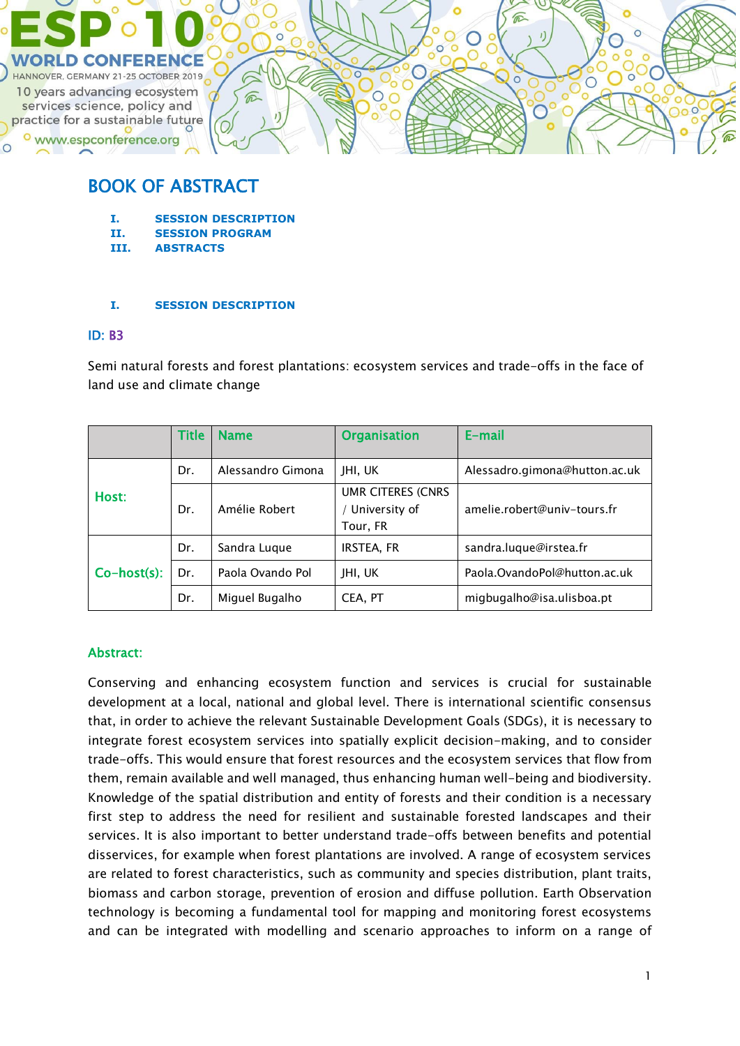ESP 10 WORLD CONFERENCE
HANNOVER, GERMANY 21-25 OCTOBER 2019
10 years advancing ecosystem services science, policy and practice for a sustainable future
www.espconference.org

# BOOK OF ABSTRACT

I. SESSION DESCRIPTION
II. SESSION PROGRAM
III. ABSTRACTS

## I. SESSION DESCRIPTION

ID: B3

Semi natural forests and forest plantations: ecosystem services and trade-offs in the face of land use and climate change

| | Title | Name | Organisation | E-mail |
|---|---|---|---|---|
| Host: | Dr. | Alessandro Gimona | JHI, UK | Alessadro.gimona@hutton.ac.uk |
| | Dr. | Amélie Robert | UMR CITERES (CNRS / University of Tour, FR | amelie.robert@univ-tours.fr |
| Co-host(s): | Dr. | Sandra Luque | IRSTEA, FR | sandra.luque@irstea.fr |
| | Dr. | Paola Ovando Pol | JHI, UK | Paola.OvandoPol@hutton.ac.uk |
| | Dr. | Miguel Bugalho | CEA, PT | migbugalho@isa.ulisboa.pt |

**Abstract:**

Conserving and enhancing ecosystem function and services is crucial for sustainable development at a local, national and global level. There is international scientific consensus that, in order to achieve the relevant Sustainable Development Goals (SDGs), it is necessary to integrate forest ecosystem services into spatially explicit decision-making, and to consider trade-offs. This would ensure that forest resources and the ecosystem services that flow from them, remain available and well managed, thus enhancing human well-being and biodiversity. Knowledge of the spatial distribution and entity of forests and their condition is a necessary first step to address the need for resilient and sustainable forested landscapes and their services. It is also important to better understand trade-offs between benefits and potential disservices, for example when forest plantations are involved. A range of ecosystem services are related to forest characteristics, such as community and species distribution, plant traits, biomass and carbon storage, prevention of erosion and diffuse pollution. Earth Observation technology is becoming a fundamental tool for mapping and monitoring forest ecosystems and can be integrated with modelling and scenario approaches to inform on a range of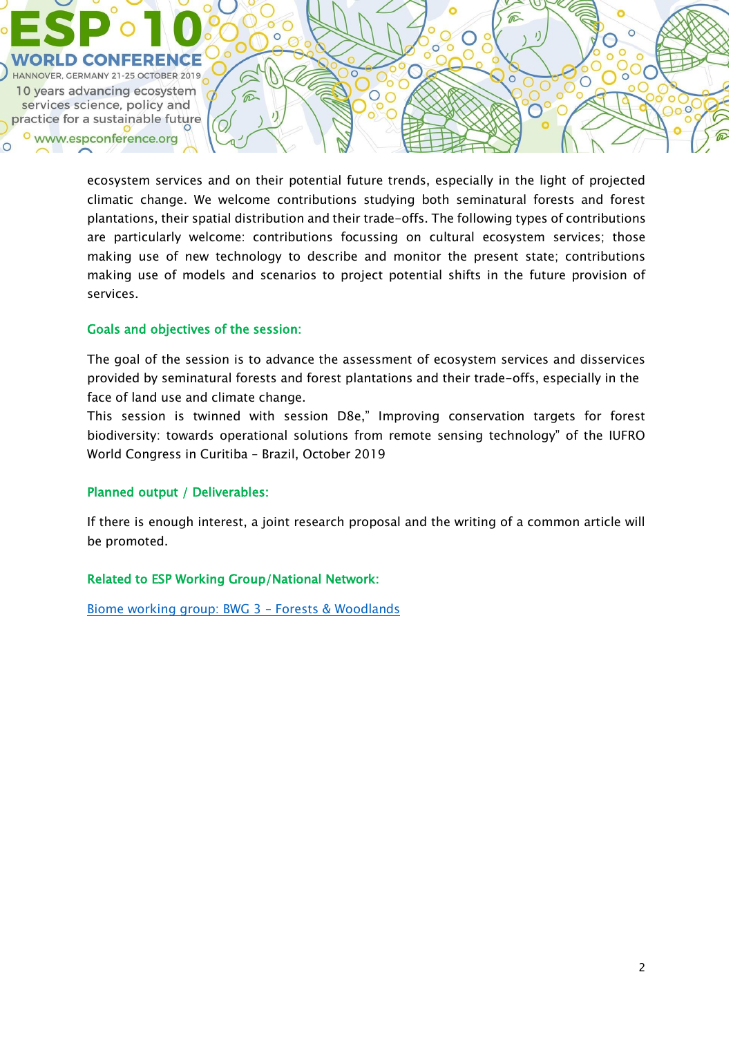ecosystem services and on their potential future trends, especially in the light of projected climatic change. We welcome contributions studying both seminatural forests and forest plantations, their spatial distribution and their trade-offs. The following types of contributions are particularly welcome: contributions focussing on cultural ecosystem services; those making use of new technology to describe and monitor the present state; contributions making use of models and scenarios to project potential shifts in the future provision of services.

### Goals and objectives of the session:

The goal of the session is to advance the assessment of ecosystem services and disservices provided by seminatural forests and forest plantations and their trade-offs, especially in the face of land use and climate change.
This session is twinned with session D8e," Improving conservation targets for forest biodiversity: towards operational solutions from remote sensing technology" of the IUFRO World Congress in Curitiba – Brazil, October 2019

### Planned output / Deliverables:

If there is enough interest, a joint research proposal and the writing of a common article will be promoted.

### Related to ESP Working Group/National Network:

Biome working group: BWG 3 – Forests & Woodlands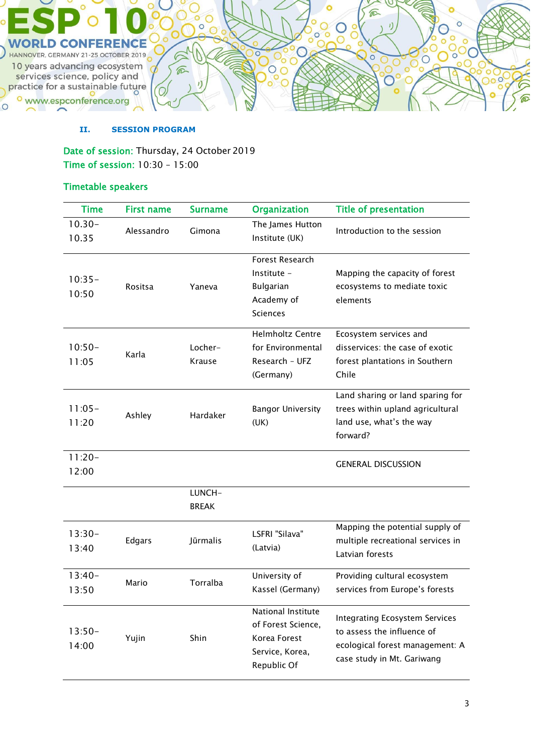## II. SESSION PROGRAM

Date of session: Thursday, 24 October 2019
Time of session: 10:30 – 15:00

### Timetable speakers

| Time | First name | Surname | Organization | Title of presentation |
|---|---|---|---|---|
| 10.30–10.35 | Alessandro | Gimona | The James Hutton Institute (UK) | Introduction to the session |
| 10:35–10:50 | Rositsa | Yaneva | Forest Research Institute – Bulgarian Academy of Sciences | Mapping the capacity of forest ecosystems to mediate toxic elements |
| 10:50–11:05 | Karla | Locher-Krause | Helmholtz Centre for Environmental Research – UFZ (Germany) | Ecosystem services and disservices: the case of exotic forest plantations in Southern Chile |
| 11:05–11:20 | Ashley | Hardaker | Bangor University (UK) | Land sharing or land sparing for trees within upland agricultural land use, what's the way forward? |
| 11:20–12:00 | | | | GENERAL DISCUSSION |
| | | LUNCH-BREAK | | |
| 13:30–13:40 | Edgars | Jūrmalis | LSFRI "Silava" (Latvia) | Mapping the potential supply of multiple recreational services in Latvian forests |
| 13:40–13:50 | Mario | Torralba | University of Kassel (Germany) | Providing cultural ecosystem services from Europe's forests |
| 13:50–14:00 | Yujin | Shin | National Institute of Forest Science, Korea Forest Service, Korea, Republic Of | Integrating Ecosystem Services to assess the influence of ecological forest management: A case study in Mt. Gariwang |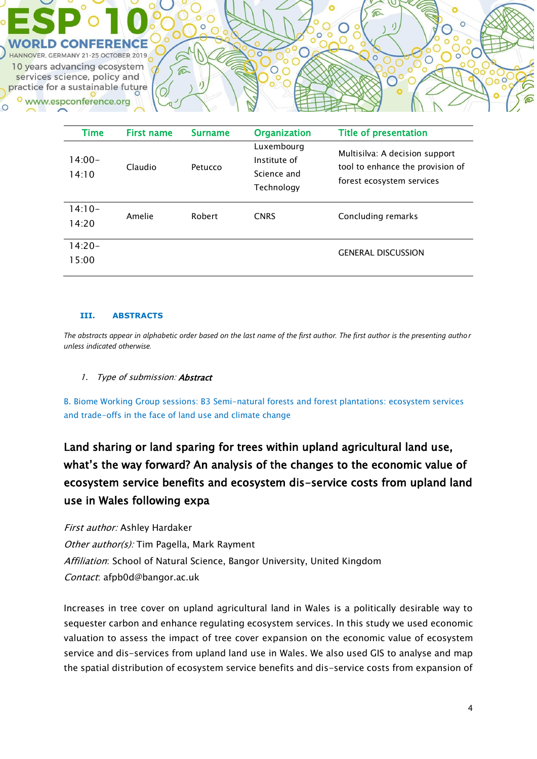| Time | First name | Surname | Organization | Title of presentation |
|---|---|---|---|---|
| 14:00–14:10 | Claudio | Petucco | Luxembourg Institute of Science and Technology | Multisilva: A decision support tool to enhance the provision of forest ecosystem services |
| 14:10–14:20 | Amelie | Robert | CNRS | Concluding remarks |
| 14:20–15:00 | | | | GENERAL DISCUSSION |

## III. ABSTRACTS

*The abstracts appear in alphabetic order based on the last name of the first author. The first author is the presenting author unless indicated otherwise.*

1. *Type of submission:* ***Abstract***

B. Biome Working Group sessions: B3 Semi-natural forests and forest plantations: ecosystem services and trade-offs in the face of land use and climate change

### Land sharing or land sparing for trees within upland agricultural land use, what's the way forward? An analysis of the changes to the economic value of ecosystem service benefits and ecosystem dis-service costs from upland land use in Wales following expa

*First author:* Ashley Hardaker
*Other author(s):* Tim Pagella, Mark Rayment
*Affiliation*: School of Natural Science, Bangor University, United Kingdom
*Contact*: afpb0d@bangor.ac.uk

Increases in tree cover on upland agricultural land in Wales is a politically desirable way to sequester carbon and enhance regulating ecosystem services. In this study we used economic valuation to assess the impact of tree cover expansion on the economic value of ecosystem service and dis-services from upland land use in Wales. We also used GIS to analyse and map the spatial distribution of ecosystem service benefits and dis-service costs from expansion of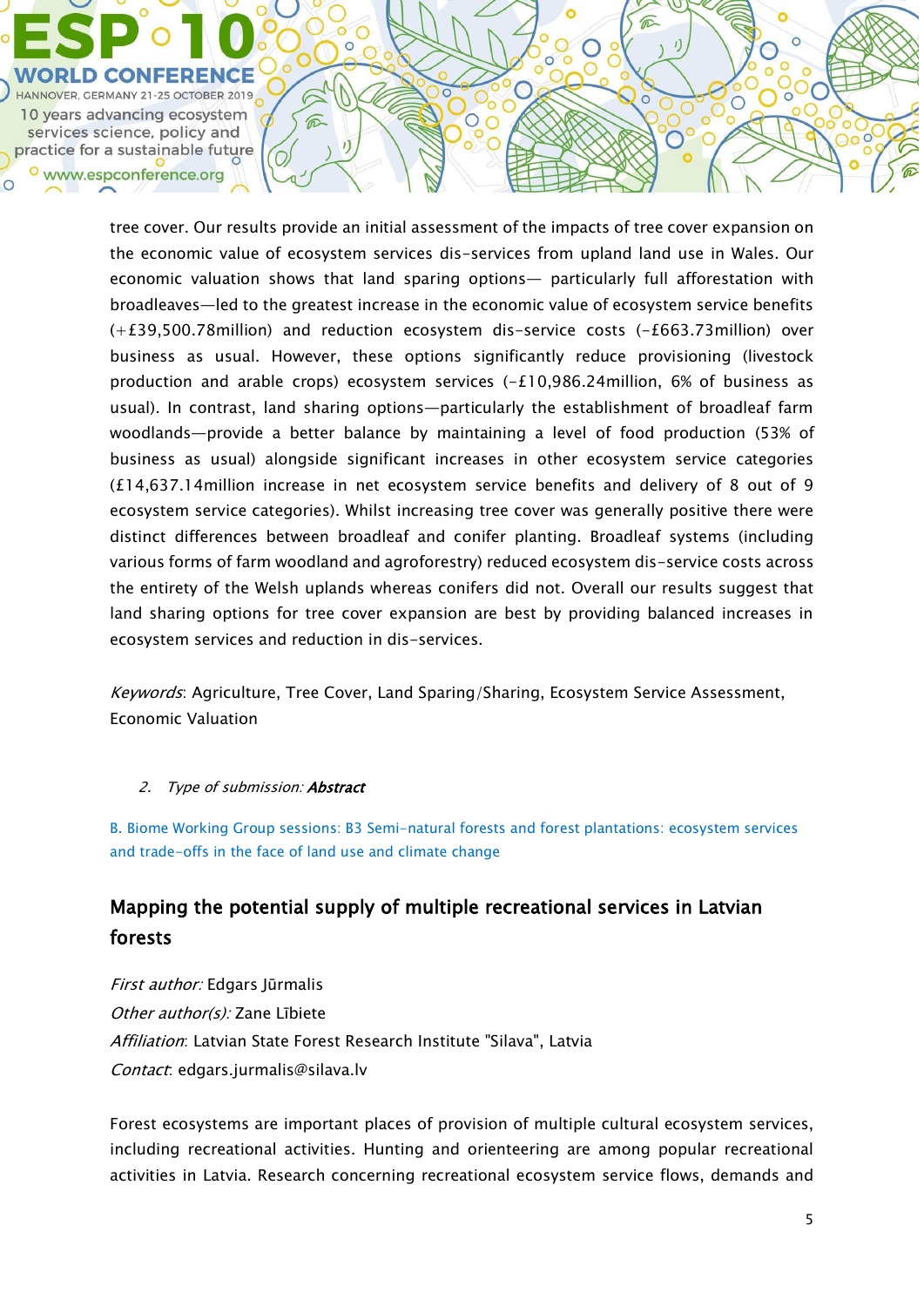tree cover. Our results provide an initial assessment of the impacts of tree cover expansion on the economic value of ecosystem services dis-services from upland land use in Wales. Our economic valuation shows that land sparing options— particularly full afforestation with broadleaves—led to the greatest increase in the economic value of ecosystem service benefits (+£39,500.78million) and reduction ecosystem dis-service costs (-£663.73million) over business as usual. However, these options significantly reduce provisioning (livestock production and arable crops) ecosystem services (-£10,986.24million, 6% of business as usual). In contrast, land sharing options—particularly the establishment of broadleaf farm woodlands—provide a better balance by maintaining a level of food production (53% of business as usual) alongside significant increases in other ecosystem service categories (£14,637.14million increase in net ecosystem service benefits and delivery of 8 out of 9 ecosystem service categories). Whilst increasing tree cover was generally positive there were distinct differences between broadleaf and conifer planting. Broadleaf systems (including various forms of farm woodland and agroforestry) reduced ecosystem dis-service costs across the entirety of the Welsh uplands whereas conifers did not. Overall our results suggest that land sharing options for tree cover expansion are best by providing balanced increases in ecosystem services and reduction in dis-services.

*Keywords*: Agriculture, Tree Cover, Land Sparing/Sharing, Ecosystem Service Assessment, Economic Valuation

2. *Type of submission:* ***Abstract***

B. Biome Working Group sessions: B3 Semi-natural forests and forest plantations: ecosystem services and trade-offs in the face of land use and climate change

## Mapping the potential supply of multiple recreational services in Latvian forests

*First author:* Edgars Jūrmalis
*Other author(s):* Zane Lībiete
*Affiliation*: Latvian State Forest Research Institute "Silava", Latvia
*Contact*: edgars.jurmalis@silava.lv

Forest ecosystems are important places of provision of multiple cultural ecosystem services, including recreational activities. Hunting and orienteering are among popular recreational activities in Latvia. Research concerning recreational ecosystem service flows, demands and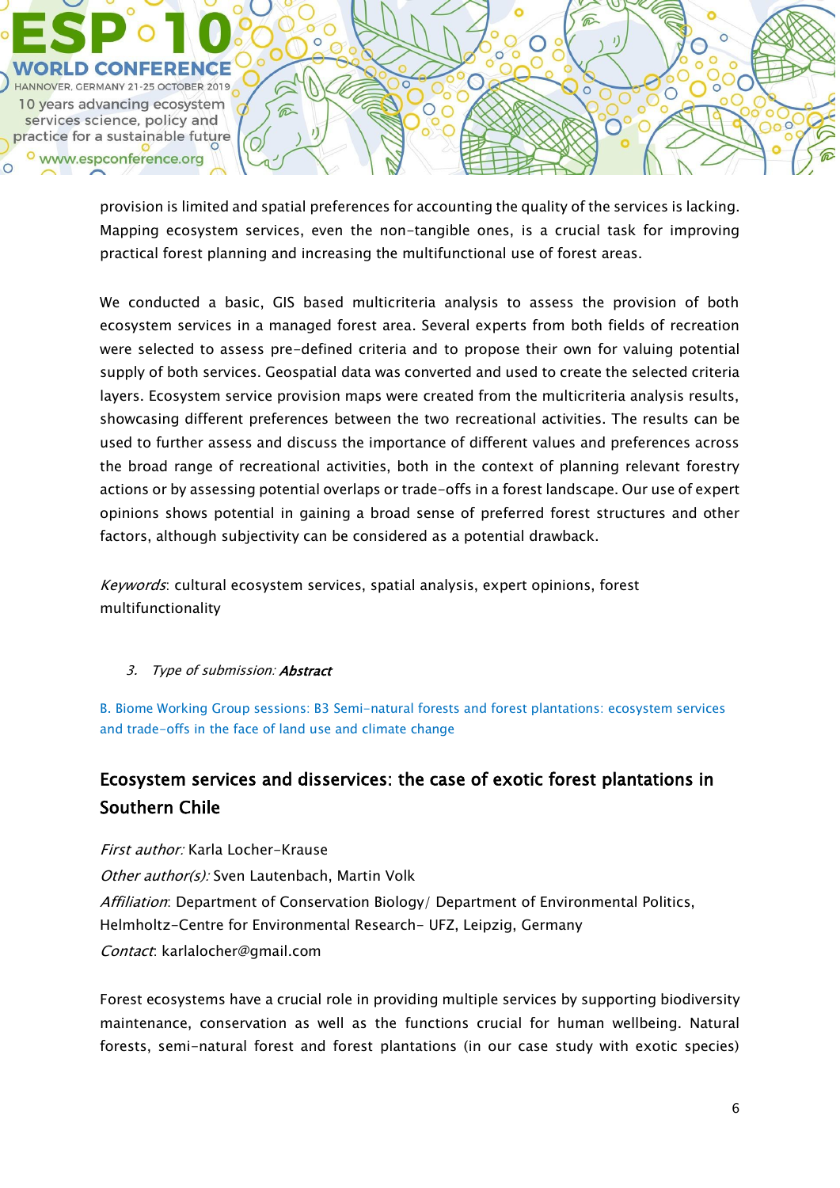provision is limited and spatial preferences for accounting the quality of the services is lacking. Mapping ecosystem services, even the non-tangible ones, is a crucial task for improving practical forest planning and increasing the multifunctional use of forest areas.

We conducted a basic, GIS based multicriteria analysis to assess the provision of both ecosystem services in a managed forest area. Several experts from both fields of recreation were selected to assess pre-defined criteria and to propose their own for valuing potential supply of both services. Geospatial data was converted and used to create the selected criteria layers. Ecosystem service provision maps were created from the multicriteria analysis results, showcasing different preferences between the two recreational activities. The results can be used to further assess and discuss the importance of different values and preferences across the broad range of recreational activities, both in the context of planning relevant forestry actions or by assessing potential overlaps or trade-offs in a forest landscape. Our use of expert opinions shows potential in gaining a broad sense of preferred forest structures and other factors, although subjectivity can be considered as a potential drawback.

*Keywords*: cultural ecosystem services, spatial analysis, expert opinions, forest multifunctionality

3. *Type of submission:* ***Abstract***

B. Biome Working Group sessions: B3 Semi-natural forests and forest plantations: ecosystem services and trade-offs in the face of land use and climate change

## Ecosystem services and disservices: the case of exotic forest plantations in Southern Chile

*First author:* Karla Locher-Krause

*Other author(s):* Sven Lautenbach, Martin Volk

*Affiliation*: Department of Conservation Biology/ Department of Environmental Politics, Helmholtz-Centre for Environmental Research- UFZ, Leipzig, Germany

*Contact*: karlalocher@gmail.com

Forest ecosystems have a crucial role in providing multiple services by supporting biodiversity maintenance, conservation as well as the functions crucial for human wellbeing. Natural forests, semi-natural forest and forest plantations (in our case study with exotic species)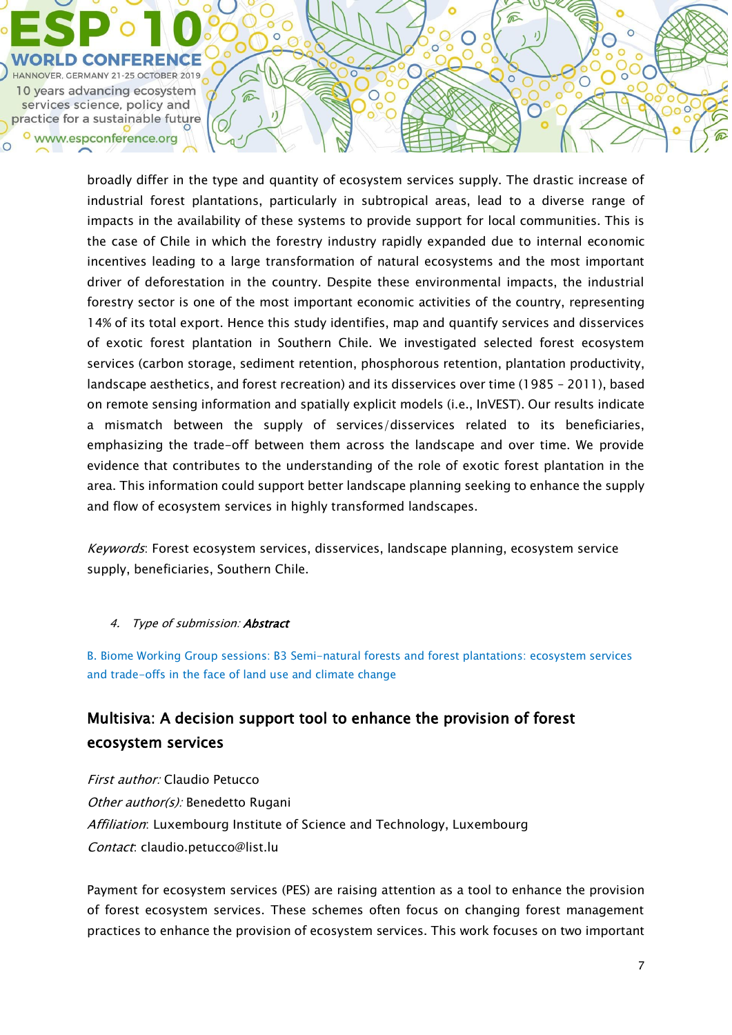broadly differ in the type and quantity of ecosystem services supply. The drastic increase of industrial forest plantations, particularly in subtropical areas, lead to a diverse range of impacts in the availability of these systems to provide support for local communities. This is the case of Chile in which the forestry industry rapidly expanded due to internal economic incentives leading to a large transformation of natural ecosystems and the most important driver of deforestation in the country. Despite these environmental impacts, the industrial forestry sector is one of the most important economic activities of the country, representing 14% of its total export. Hence this study identifies, map and quantify services and disservices of exotic forest plantation in Southern Chile. We investigated selected forest ecosystem services (carbon storage, sediment retention, phosphorous retention, plantation productivity, landscape aesthetics, and forest recreation) and its disservices over time (1985 – 2011), based on remote sensing information and spatially explicit models (i.e., InVEST). Our results indicate a mismatch between the supply of services/disservices related to its beneficiaries, emphasizing the trade-off between them across the landscape and over time. We provide evidence that contributes to the understanding of the role of exotic forest plantation in the area. This information could support better landscape planning seeking to enhance the supply and flow of ecosystem services in highly transformed landscapes.

*Keywords*: Forest ecosystem services, disservices, landscape planning, ecosystem service supply, beneficiaries, Southern Chile.

4. *Type of submission:* ***Abstract***

B. Biome Working Group sessions: B3 Semi-natural forests and forest plantations: ecosystem services and trade-offs in the face of land use and climate change

## Multisiva: A decision support tool to enhance the provision of forest ecosystem services

*First author:* Claudio Petucco
*Other author(s):* Benedetto Rugani
*Affiliation*: Luxembourg Institute of Science and Technology, Luxembourg
*Contact*: claudio.petucco@list.lu

Payment for ecosystem services (PES) are raising attention as a tool to enhance the provision of forest ecosystem services. These schemes often focus on changing forest management practices to enhance the provision of ecosystem services. This work focuses on two important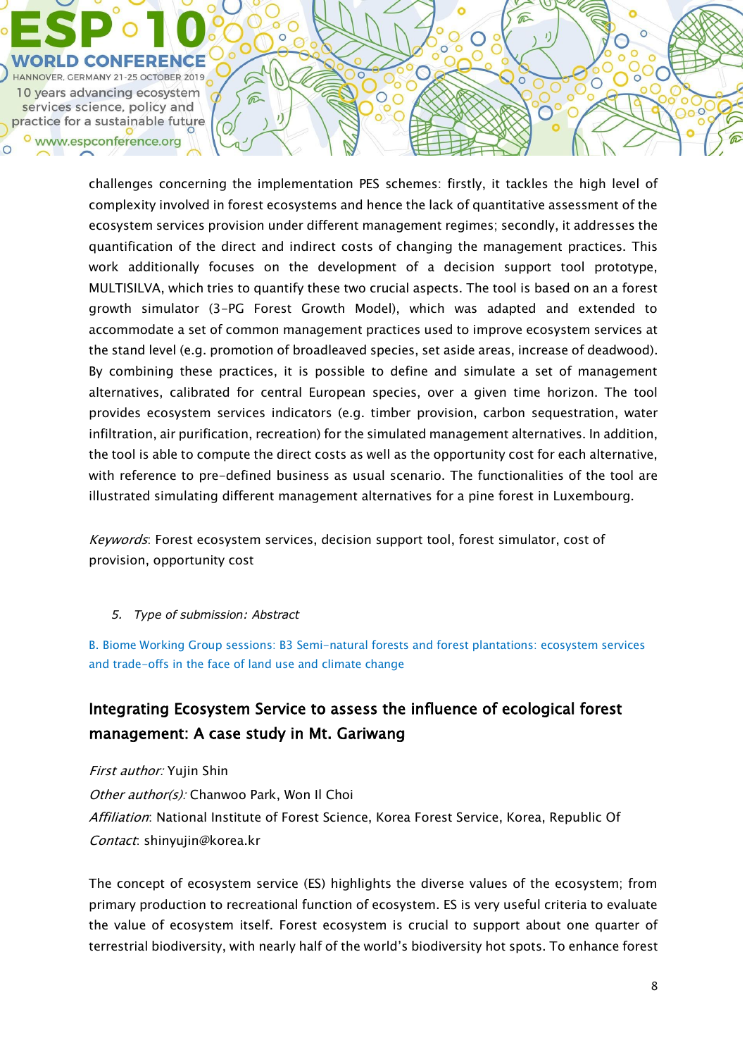challenges concerning the implementation PES schemes: firstly, it tackles the high level of complexity involved in forest ecosystems and hence the lack of quantitative assessment of the ecosystem services provision under different management regimes; secondly, it addresses the quantification of the direct and indirect costs of changing the management practices. This work additionally focuses on the development of a decision support tool prototype, MULTISILVA, which tries to quantify these two crucial aspects. The tool is based on an a forest growth simulator (3-PG Forest Growth Model), which was adapted and extended to accommodate a set of common management practices used to improve ecosystem services at the stand level (e.g. promotion of broadleaved species, set aside areas, increase of deadwood). By combining these practices, it is possible to define and simulate a set of management alternatives, calibrated for central European species, over a given time horizon. The tool provides ecosystem services indicators (e.g. timber provision, carbon sequestration, water infiltration, air purification, recreation) for the simulated management alternatives. In addition, the tool is able to compute the direct costs as well as the opportunity cost for each alternative, with reference to pre-defined business as usual scenario. The functionalities of the tool are illustrated simulating different management alternatives for a pine forest in Luxembourg.

*Keywords*: Forest ecosystem services, decision support tool, forest simulator, cost of provision, opportunity cost

5. *Type of submission: Abstract*

B. Biome Working Group sessions: B3 Semi-natural forests and forest plantations: ecosystem services and trade-offs in the face of land use and climate change

## Integrating Ecosystem Service to assess the influence of ecological forest management: A case study in Mt. Gariwang

*First author:* Yujin Shin
*Other author(s):* Chanwoo Park, Won Il Choi
*Affiliation*: National Institute of Forest Science, Korea Forest Service, Korea, Republic Of
*Contact*: shinyujin@korea.kr

The concept of ecosystem service (ES) highlights the diverse values of the ecosystem; from primary production to recreational function of ecosystem. ES is very useful criteria to evaluate the value of ecosystem itself. Forest ecosystem is crucial to support about one quarter of terrestrial biodiversity, with nearly half of the world's biodiversity hot spots. To enhance forest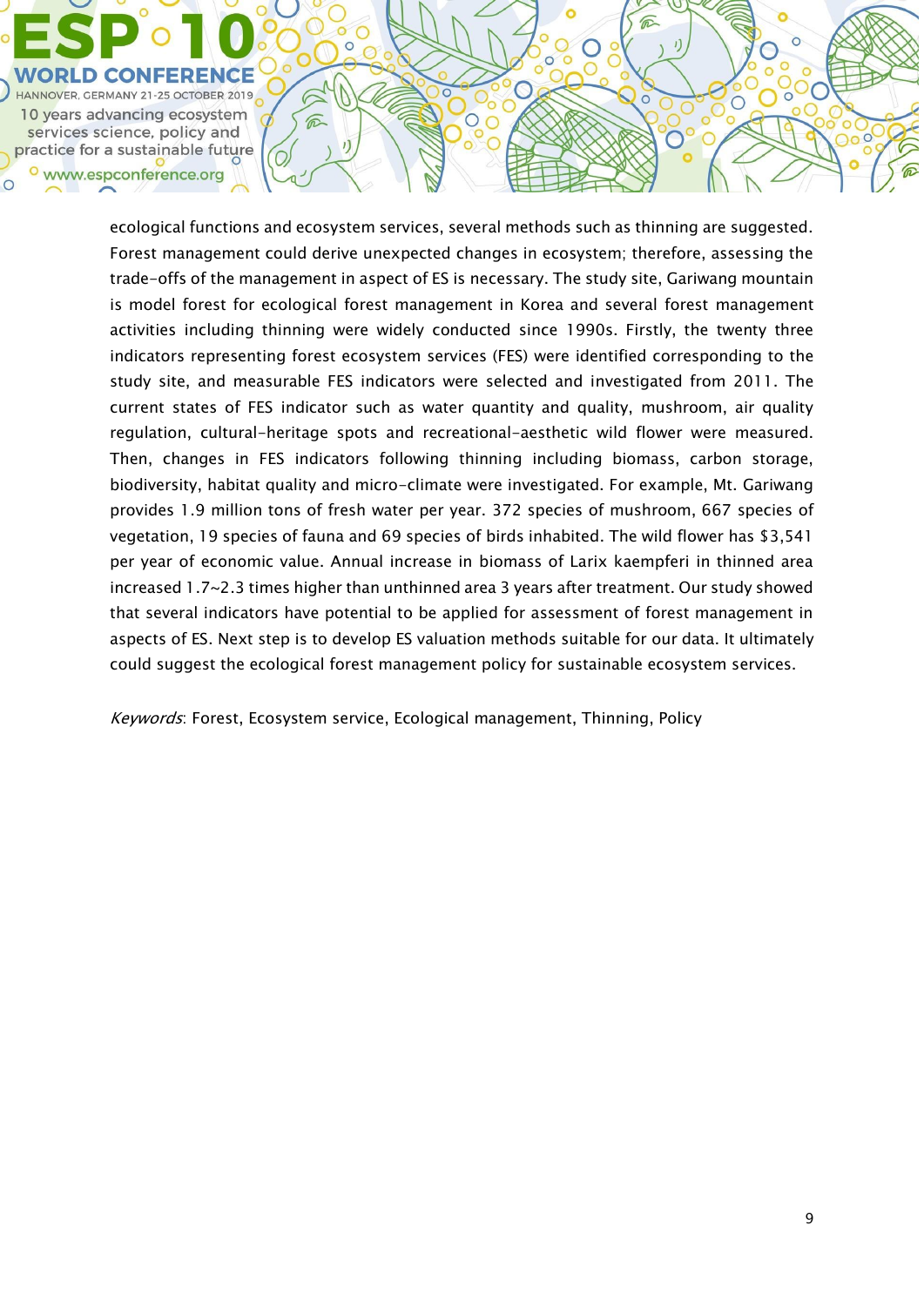ecological functions and ecosystem services, several methods such as thinning are suggested. Forest management could derive unexpected changes in ecosystem; therefore, assessing the trade-offs of the management in aspect of ES is necessary. The study site, Gariwang mountain is model forest for ecological forest management in Korea and several forest management activities including thinning were widely conducted since 1990s. Firstly, the twenty three indicators representing forest ecosystem services (FES) were identified corresponding to the study site, and measurable FES indicators were selected and investigated from 2011. The current states of FES indicator such as water quantity and quality, mushroom, air quality regulation, cultural-heritage spots and recreational-aesthetic wild flower were measured. Then, changes in FES indicators following thinning including biomass, carbon storage, biodiversity, habitat quality and micro-climate were investigated. For example, Mt. Gariwang provides 1.9 million tons of fresh water per year. 372 species of mushroom, 667 species of vegetation, 19 species of fauna and 69 species of birds inhabited. The wild flower has $3,541 per year of economic value. Annual increase in biomass of Larix kaempferi in thinned area increased 1.7~2.3 times higher than unthinned area 3 years after treatment. Our study showed that several indicators have potential to be applied for assessment of forest management in aspects of ES. Next step is to develop ES valuation methods suitable for our data. It ultimately could suggest the ecological forest management policy for sustainable ecosystem services.

*Keywords*: Forest, Ecosystem service, Ecological management, Thinning, Policy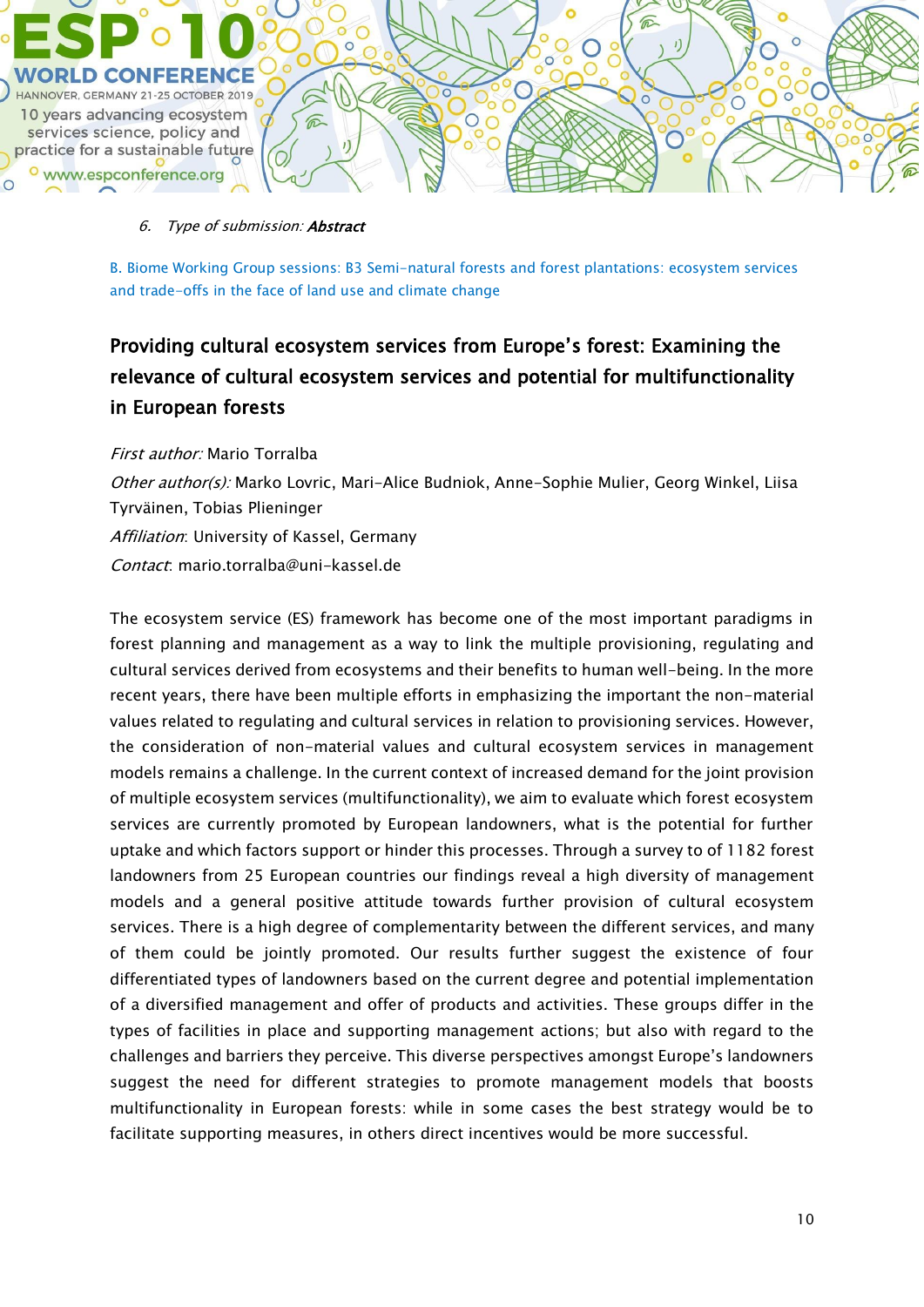6. *Type of submission:* ***Abstract***

B. Biome Working Group sessions: B3 Semi-natural forests and forest plantations: ecosystem services and trade-offs in the face of land use and climate change

## Providing cultural ecosystem services from Europe's forest: Examining the relevance of cultural ecosystem services and potential for multifunctionality in European forests

*First author:* Mario Torralba

*Other author(s):* Marko Lovric, Mari-Alice Budniok, Anne-Sophie Mulier, Georg Winkel, Liisa Tyrväinen, Tobias Plieninger

*Affiliation*: University of Kassel, Germany

*Contact*: mario.torralba@uni-kassel.de

The ecosystem service (ES) framework has become one of the most important paradigms in forest planning and management as a way to link the multiple provisioning, regulating and cultural services derived from ecosystems and their benefits to human well-being. In the more recent years, there have been multiple efforts in emphasizing the important the non-material values related to regulating and cultural services in relation to provisioning services. However, the consideration of non-material values and cultural ecosystem services in management models remains a challenge. In the current context of increased demand for the joint provision of multiple ecosystem services (multifunctionality), we aim to evaluate which forest ecosystem services are currently promoted by European landowners, what is the potential for further uptake and which factors support or hinder this processes. Through a survey to of 1182 forest landowners from 25 European countries our findings reveal a high diversity of management models and a general positive attitude towards further provision of cultural ecosystem services. There is a high degree of complementarity between the different services, and many of them could be jointly promoted. Our results further suggest the existence of four differentiated types of landowners based on the current degree and potential implementation of a diversified management and offer of products and activities. These groups differ in the types of facilities in place and supporting management actions; but also with regard to the challenges and barriers they perceive. This diverse perspectives amongst Europe's landowners suggest the need for different strategies to promote management models that boosts multifunctionality in European forests: while in some cases the best strategy would be to facilitate supporting measures, in others direct incentives would be more successful.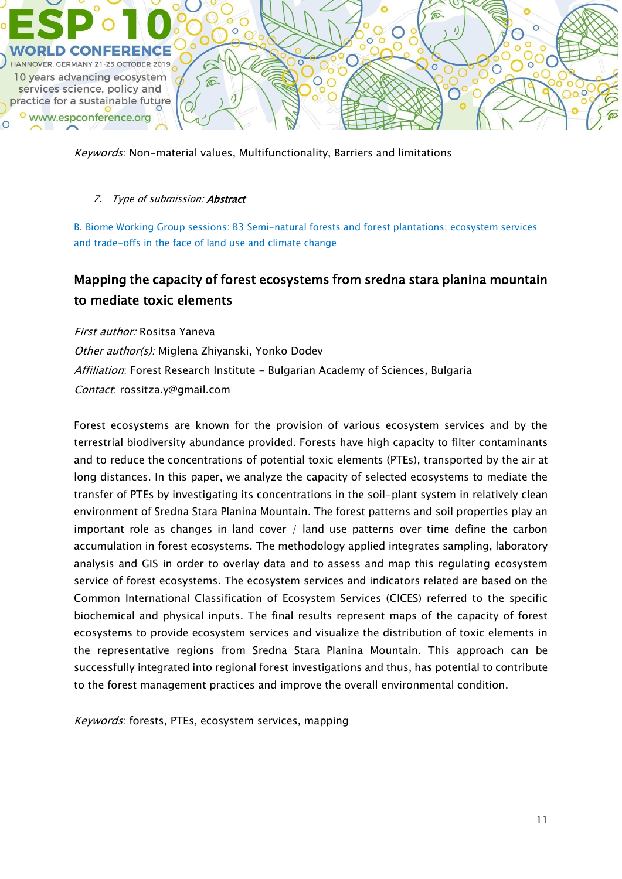*Keywords*: Non-material values, Multifunctionality, Barriers and limitations

7. *Type of submission:* ***Abstract***

B. Biome Working Group sessions: B3 Semi-natural forests and forest plantations: ecosystem services and trade-offs in the face of land use and climate change

### Mapping the capacity of forest ecosystems from sredna stara planina mountain to mediate toxic elements

*First author:* Rositsa Yaneva
*Other author(s):* Miglena Zhiyanski, Yonko Dodev
*Affiliation*: Forest Research Institute - Bulgarian Academy of Sciences, Bulgaria
*Contact*: rossitza.y@gmail.com

Forest ecosystems are known for the provision of various ecosystem services and by the terrestrial biodiversity abundance provided. Forests have high capacity to filter contaminants and to reduce the concentrations of potential toxic elements (PTEs), transported by the air at long distances. In this paper, we analyze the capacity of selected ecosystems to mediate the transfer of PTEs by investigating its concentrations in the soil-plant system in relatively clean environment of Sredna Stara Planina Mountain. The forest patterns and soil properties play an important role as changes in land cover / land use patterns over time define the carbon accumulation in forest ecosystems. The methodology applied integrates sampling, laboratory analysis and GIS in order to overlay data and to assess and map this regulating ecosystem service of forest ecosystems. The ecosystem services and indicators related are based on the Common International Classification of Ecosystem Services (CICES) referred to the specific biochemical and physical inputs. The final results represent maps of the capacity of forest ecosystems to provide ecosystem services and visualize the distribution of toxic elements in the representative regions from Sredna Stara Planina Mountain. This approach can be successfully integrated into regional forest investigations and thus, has potential to contribute to the forest management practices and improve the overall environmental condition.

*Keywords*: forests, PTEs, ecosystem services, mapping